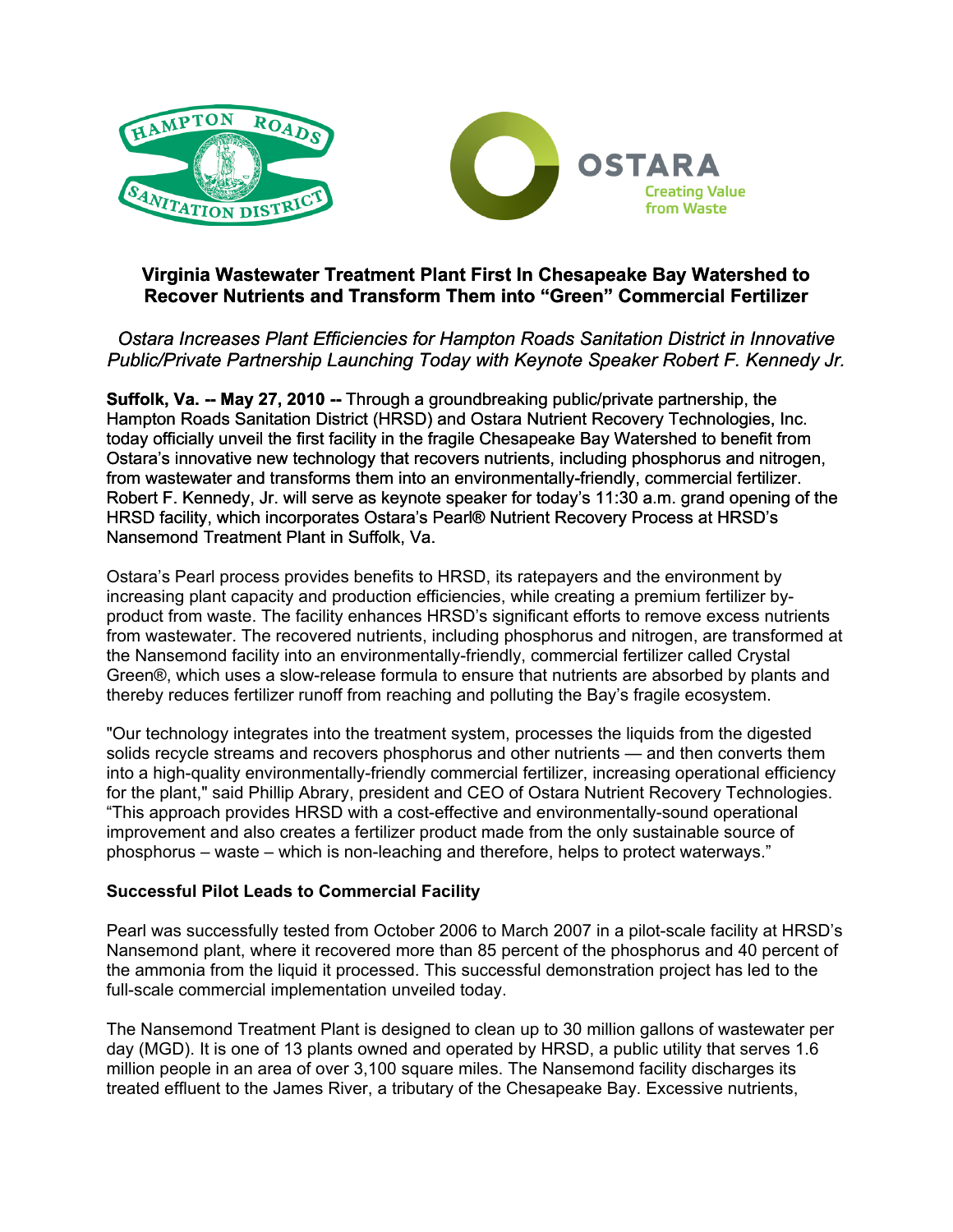# Virginia Wastewater Treatment Plant First In Chesapeake Bay Watershed to Recover Nutrients and Transform Them into "Green" Commercial Fertilizer

*Ostara Increases Plant Efficiencies for Hampton Roads Sanitation District in Innovative Public/Private Partnership Launching Today with Keynote Speaker Robert F. Kennedy Jr.*

**Suffolk, Va. -- May 27, 2010 --** Through a groundbreaking public/private partnership, the Hampton Roads Sanitation District (HRSD) and Ostara Nutrient Recovery Technologies, Inc. today officially unveil the first facility in the fragile Chesapeake Bay Watershed to benefit from Ostara's innovative new technology that recovers nutrients, including phosphorus and nitrogen, from wastewater and transforms them into an environmentally-friendly, commercial fertilizer. Robert F. Kennedy, Jr. will serve as keynote speaker for today's 11:30 a.m. grand opening of the HRSD facility, which incorporates Ostara's Pearl® Nutrient Recovery Process at HRSD's Nansemond Treatment Plant in Suffolk, Va.

Ostara's Pearl process provides benefits to HRSD, its ratepayers and the environment by increasing plant capacity and production efficiencies, while creating a premium fertilizer by-product from waste. The facility enhances HRSD's significant efforts to remove excess nutrients from wastewater. The recovered nutrients, including phosphorus and nitrogen, are transformed at the Nansemond facility into an environmentally-friendly, commercial fertilizer called Crystal Green®, which uses a slow-release formula to ensure that nutrients are absorbed by plants and thereby reduces fertilizer runoff from reaching and polluting the Bay's fragile ecosystem.

"Our technology integrates into the treatment system, processes the liquids from the digested solids recycle streams and recovers phosphorus and other nutrients — and then converts them into a high-quality environmentally-friendly commercial fertilizer, increasing operational efficiency for the plant," said Phillip Abrary, president and CEO of Ostara Nutrient Recovery Technologies. "This approach provides HRSD with a cost-effective and environmentally-sound operational improvement and also creates a fertilizer product made from the only sustainable source of phosphorus – waste – which is non-leaching and therefore, helps to protect waterways."

### Successful Pilot Leads to Commercial Facility

Pearl was successfully tested from October 2006 to March 2007 in a pilot-scale facility at HRSD's Nansemond plant, where it recovered more than 85 percent of the phosphorus and 40 percent of the ammonia from the liquid it processed. This successful demonstration project has led to the full-scale commercial implementation unveiled today.

The Nansemond Treatment Plant is designed to clean up to 30 million gallons of wastewater per day (MGD). It is one of 13 plants owned and operated by HRSD, a public utility that serves 1.6 million people in an area of over 3,100 square miles. The Nansemond facility discharges its treated effluent to the James River, a tributary of the Chesapeake Bay. Excessive nutrients,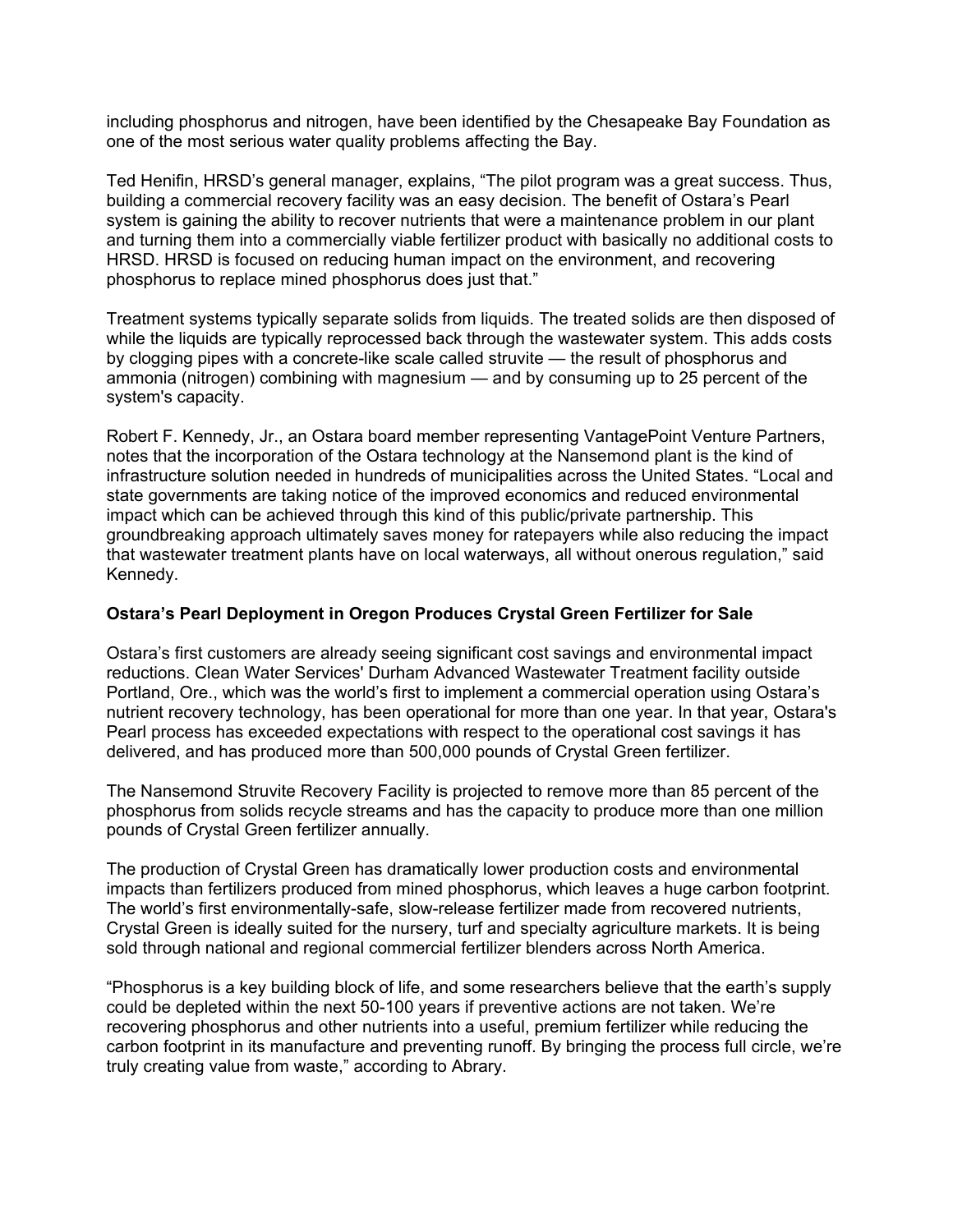including phosphorus and nitrogen, have been identified by the Chesapeake Bay Foundation as one of the most serious water quality problems affecting the Bay.

Ted Henifin, HRSD's general manager, explains, "The pilot program was a great success. Thus, building a commercial recovery facility was an easy decision. The benefit of Ostara's Pearl system is gaining the ability to recover nutrients that were a maintenance problem in our plant and turning them into a commercially viable fertilizer product with basically no additional costs to HRSD. HRSD is focused on reducing human impact on the environment, and recovering phosphorus to replace mined phosphorus does just that."

Treatment systems typically separate solids from liquids. The treated solids are then disposed of while the liquids are typically reprocessed back through the wastewater system. This adds costs by clogging pipes with a concrete-like scale called struvite — the result of phosphorus and ammonia (nitrogen) combining with magnesium — and by consuming up to 25 percent of the system's capacity.

Robert F. Kennedy, Jr., an Ostara board member representing VantagePoint Venture Partners, notes that the incorporation of the Ostara technology at the Nansemond plant is the kind of infrastructure solution needed in hundreds of municipalities across the United States. "Local and state governments are taking notice of the improved economics and reduced environmental impact which can be achieved through this kind of this public/private partnership. This groundbreaking approach ultimately saves money for ratepayers while also reducing the impact that wastewater treatment plants have on local waterways, all without onerous regulation," said Kennedy.

**Ostara's Pearl Deployment in Oregon Produces Crystal Green Fertilizer for Sale**

Ostara's first customers are already seeing significant cost savings and environmental impact reductions. Clean Water Services' Durham Advanced Wastewater Treatment facility outside Portland, Ore., which was the world's first to implement a commercial operation using Ostara's nutrient recovery technology, has been operational for more than one year. In that year, Ostara's Pearl process has exceeded expectations with respect to the operational cost savings it has delivered, and has produced more than 500,000 pounds of Crystal Green fertilizer.

The Nansemond Struvite Recovery Facility is projected to remove more than 85 percent of the phosphorus from solids recycle streams and has the capacity to produce more than one million pounds of Crystal Green fertilizer annually.

The production of Crystal Green has dramatically lower production costs and environmental impacts than fertilizers produced from mined phosphorus, which leaves a huge carbon footprint. The world's first environmentally-safe, slow-release fertilizer made from recovered nutrients, Crystal Green is ideally suited for the nursery, turf and specialty agriculture markets. It is being sold through national and regional commercial fertilizer blenders across North America.

"Phosphorus is a key building block of life, and some researchers believe that the earth's supply could be depleted within the next 50-100 years if preventive actions are not taken. We're recovering phosphorus and other nutrients into a useful, premium fertilizer while reducing the carbon footprint in its manufacture and preventing runoff. By bringing the process full circle, we're truly creating value from waste," according to Abrary.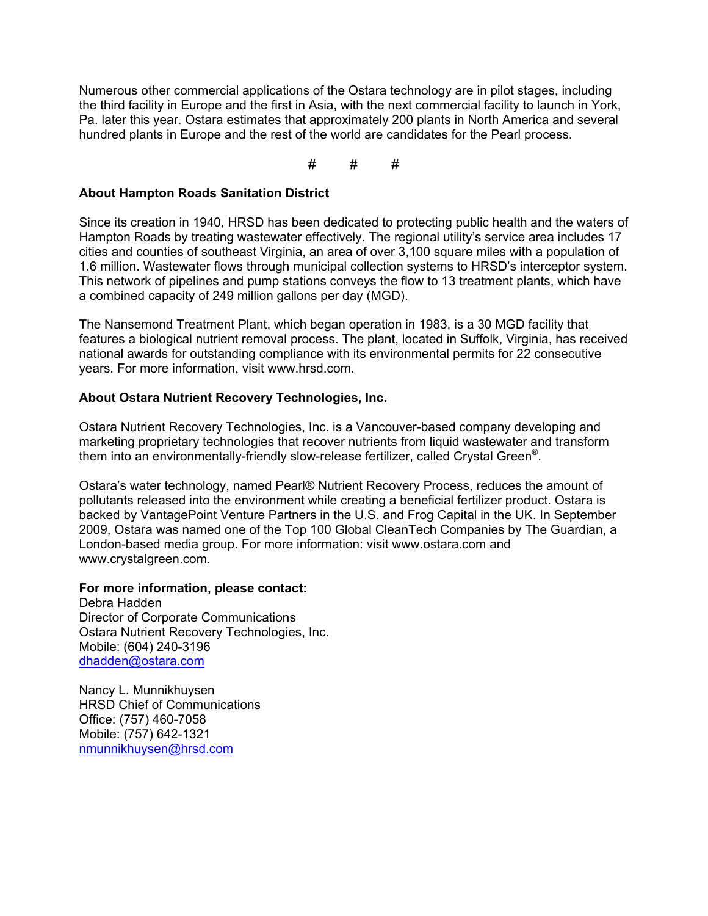Numerous other commercial applications of the Ostara technology are in pilot stages, including the third facility in Europe and the first in Asia, with the next commercial facility to launch in York, Pa. later this year. Ostara estimates that approximately 200 plants in North America and several hundred plants in Europe and the rest of the world are candidates for the Pearl process.

#  #  #

**About Hampton Roads Sanitation District**

Since its creation in 1940, HRSD has been dedicated to protecting public health and the waters of Hampton Roads by treating wastewater effectively. The regional utility's service area includes 17 cities and counties of southeast Virginia, an area of over 3,100 square miles with a population of 1.6 million. Wastewater flows through municipal collection systems to HRSD's interceptor system. This network of pipelines and pump stations conveys the flow to 13 treatment plants, which have a combined capacity of 249 million gallons per day (MGD).

The Nansemond Treatment Plant, which began operation in 1983, is a 30 MGD facility that features a biological nutrient removal process. The plant, located in Suffolk, Virginia, has received national awards for outstanding compliance with its environmental permits for 22 consecutive years. For more information, visit www.hrsd.com.

**About Ostara Nutrient Recovery Technologies, Inc.**

Ostara Nutrient Recovery Technologies, Inc. is a Vancouver-based company developing and marketing proprietary technologies that recover nutrients from liquid wastewater and transform them into an environmentally-friendly slow-release fertilizer, called Crystal Green®.

Ostara's water technology, named Pearl® Nutrient Recovery Process, reduces the amount of pollutants released into the environment while creating a beneficial fertilizer product. Ostara is backed by VantagePoint Venture Partners in the U.S. and Frog Capital in the UK. In September 2009, Ostara was named one of the Top 100 Global CleanTech Companies by The Guardian, a London-based media group. For more information: visit www.ostara.com and www.crystalgreen.com.

**For more information, please contact:**
Debra Hadden
Director of Corporate Communications
Ostara Nutrient Recovery Technologies, Inc.
Mobile: (604) 240-3196
dhadden@ostara.com

Nancy L. Munnikhuysen
HRSD Chief of Communications
Office: (757) 460-7058
Mobile: (757) 642-1321
nmunnikhuysen@hrsd.com